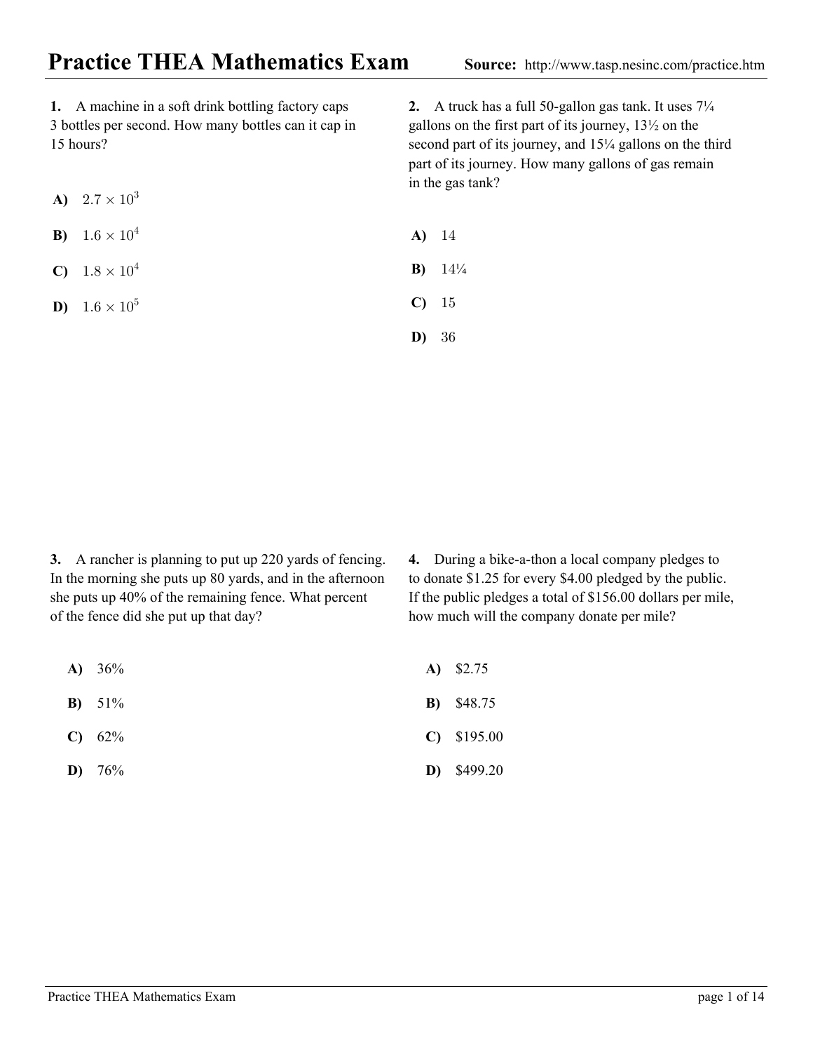# Practice THEA Mathematics Exam

**Source:** http://www.tasp.nesinc.com/practice.htm

**1.** A machine in a soft drink bottling factory caps 3 bottles per second. How many bottles can it cap in 15 hours?

**A)** $2.7 \times 10^3$

**B)** $1.6 \times 10^4$

**C)** $1.8 \times 10^4$

**D)** $1.6 \times 10^5$

**2.** A truck has a full 50-gallon gas tank. It uses 7¼ gallons on the first part of its journey, 13½ on the second part of its journey, and 15¼ gallons on the third part of its journey. How many gallons of gas remain in the gas tank?

**A)** 14

**B)** 14¼

**C)** 15

**D)** 36

**3.** A rancher is planning to put up 220 yards of fencing. In the morning she puts up 80 yards, and in the afternoon she puts up 40% of the remaining fence. What percent of the fence did she put up that day?

**A)** 36%

**B)** 51%

**C)** 62%

**D)** 76%

**4.** During a bike-a-thon a local company pledges to to donate $1.25 for every $4.00 pledged by the public. If the public pledges a total of $156.00 dollars per mile, how much will the company donate per mile?

**A)** $2.75

**B)** $48.75

**C)** $195.00

**D)** $499.20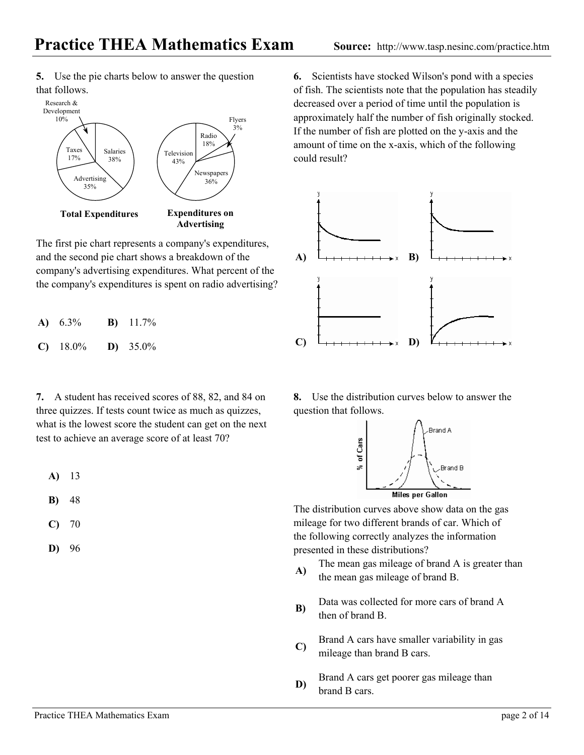**5.** Use the pie charts below to answer the question that follows.

**Total Expenditures**

**Expenditures on Advertising**

The first pie chart represents a company's expenditures, and the second pie chart shows a breakdown of the company's advertising expenditures. What percent of the the company's expenditures is spent on radio advertising?

**A)** 6.3% **B)** 11.7%

**C)** 18.0% **D)** 35.0%

**6.** Scientists have stocked Wilson's pond with a species of fish. The scientists note that the population has steadily decreased over a period of time until the population is approximately half the number of fish originally stocked. If the number of fish are plotted on the y-axis and the amount of time on the x-axis, which of the following could result?

**A)** **B)**

**C)** **D)**

**7.** A student has received scores of 88, 82, and 84 on three quizzes. If tests count twice as much as quizzes, what is the lowest score the student can get on the next test to achieve an average score of at least 70?

**A)** 13

**B)** 48

**C)** 70

**D)** 96

**8.** Use the distribution curves below to answer the question that follows.

The distribution curves above show data on the gas mileage for two different brands of car. Which of the following correctly analyzes the information presented in these distributions?

**A)** The mean gas mileage of brand A is greater than the mean gas mileage of brand B.

**B)** Data was collected for more cars of brand A then of brand B.

**C)** Brand A cars have smaller variability in gas mileage than brand B cars.

**D)** Brand A cars get poorer gas mileage than brand B cars.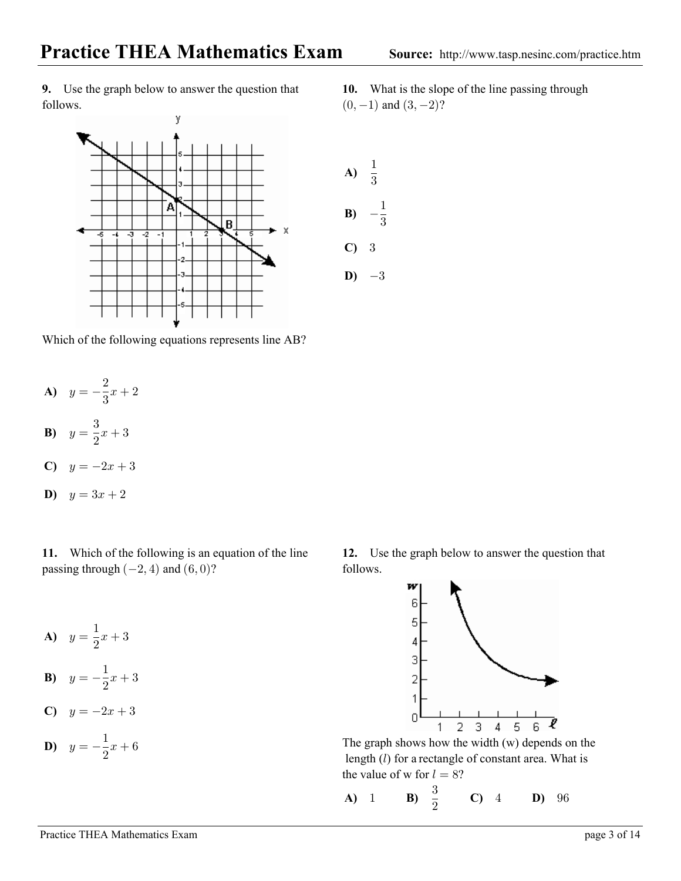**9.** Use the graph below to answer the question that follows.

Which of the following equations represents line AB?

**A)** $y = -\frac{2}{3}x + 2$

**B)** $y = \frac{3}{2}x + 3$

**C)** $y = -2x + 3$

**D)** $y = 3x + 2$

**10.** What is the slope of the line passing through $(0, -1)$ and $(3, -2)$?

**A)** $\frac{1}{3}$

**B)** $-\frac{1}{3}$

**C)** $3$

**D)** $-3$

**11.** Which of the following is an equation of the line passing through $(-2, 4)$ and $(6, 0)$?

**A)** $y = \frac{1}{2}x + 3$

**B)** $y = -\frac{1}{2}x + 3$

**C)** $y = -2x + 3$

**D)** $y = -\frac{1}{2}x + 6$

**12.** Use the graph below to answer the question that follows.

The graph shows how the width (w) depends on the length ($l$) for a rectangle of constant area. What is the value of w for $l = 8$?

**A)** $1$ **B)** $\frac{3}{2}$ **C)** $4$ **D)** $96$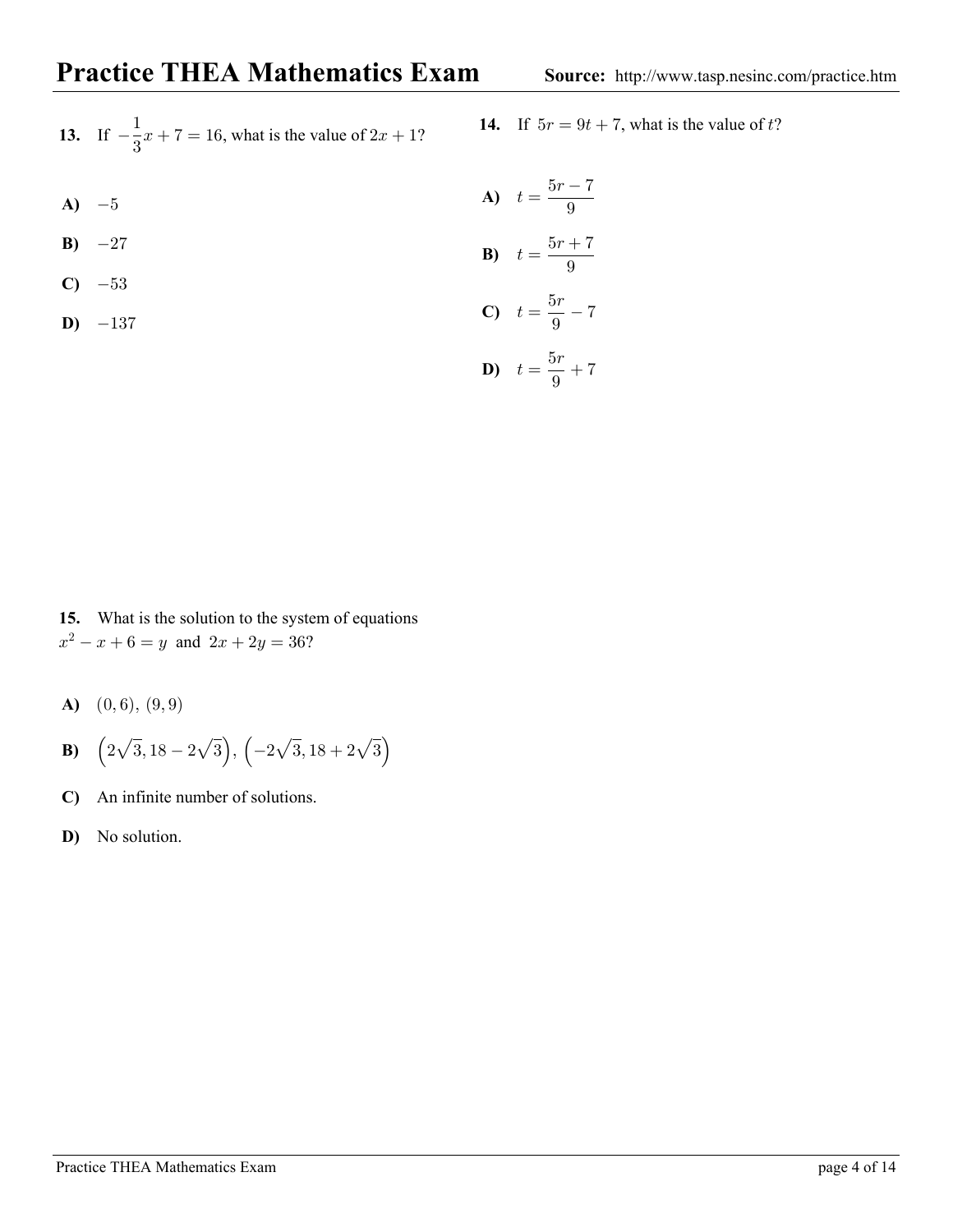**13.** If $-\frac{1}{3}x + 7 = 16$, what is the value of $2x + 1$?

**A)** $-5$

**B)** $-27$

**C)** $-53$

**D)** $-137$

**14.** If $5r = 9t + 7$, what is the value of $t$?

**A)** $t = \frac{5r - 7}{9}$

**B)** $t = \frac{5r + 7}{9}$

**C)** $t = \frac{5r}{9} - 7$

**D)** $t = \frac{5r}{9} + 7$

**15.** What is the solution to the system of equations $x^2 - x + 6 = y$ and $2x + 2y = 36$?

**A)** $(0, 6)$, $(9, 9)$

**B)** $\left(2\sqrt{3}, 18 - 2\sqrt{3}\right)$, $\left(-2\sqrt{3}, 18 + 2\sqrt{3}\right)$

**C)** An infinite number of solutions.

**D)** No solution.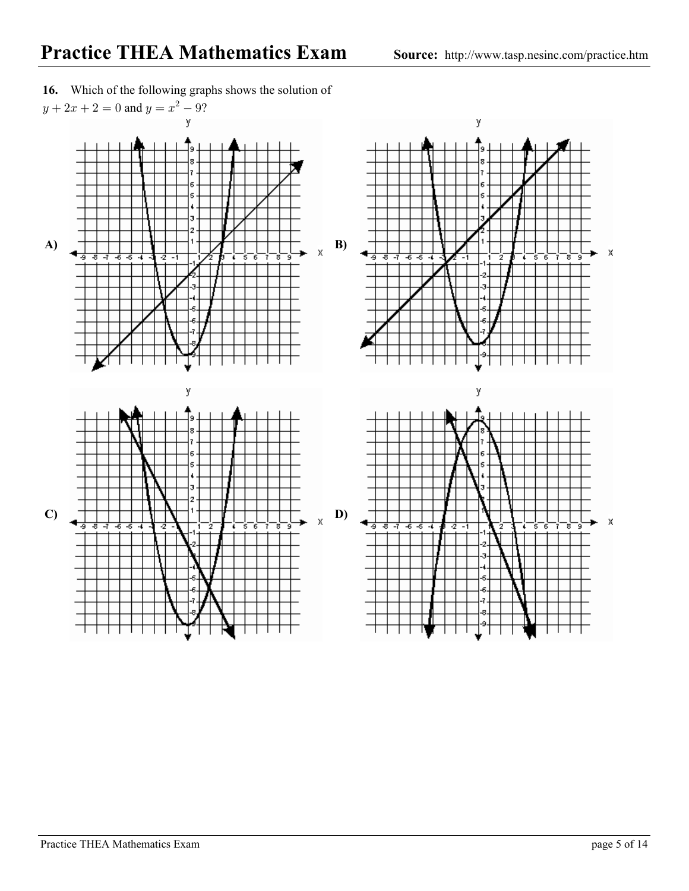**16.** Which of the following graphs shows the solution of $y + 2x + 2 = 0$ and $y = x^2 - 9$?

A)

B)

C)

D)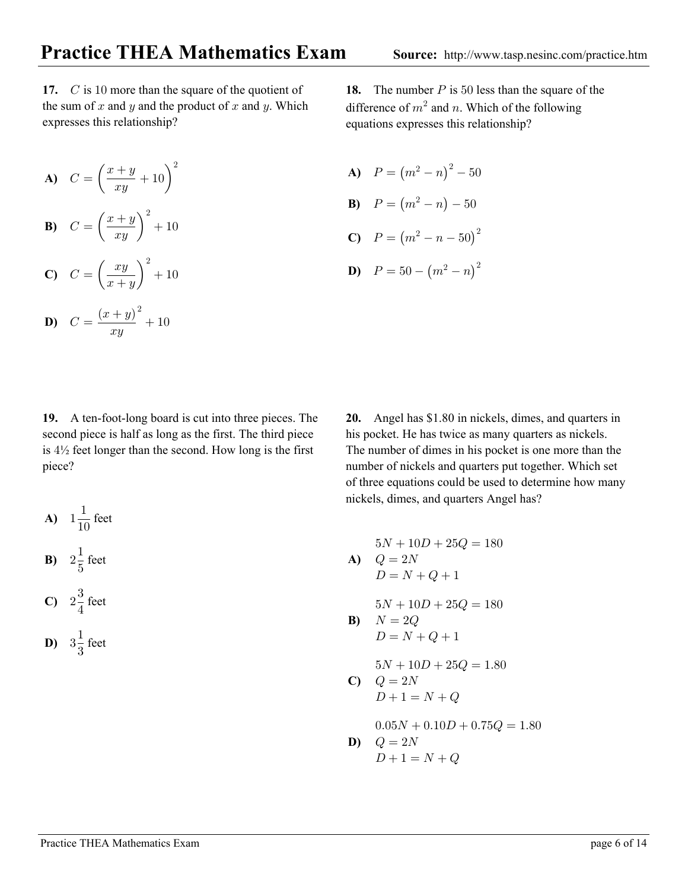**17.** $C$ is 10 more than the square of the quotient of the sum of $x$ and $y$ and the product of $x$ and $y$. Which expresses this relationship?

**A)** $C = \left(\dfrac{x+y}{xy} + 10\right)^2$

**B)** $C = \left(\dfrac{x+y}{xy}\right)^2 + 10$

**C)** $C = \left(\dfrac{xy}{x+y}\right)^2 + 10$

**D)** $C = \dfrac{(x+y)^2}{xy} + 10$

**18.** The number $P$ is 50 less than the square of the difference of $m^2$ and $n$. Which of the following equations expresses this relationship?

**A)** $P = (m^2 - n)^2 - 50$

**B)** $P = (m^2 - n) - 50$

**C)** $P = (m^2 - n - 50)^2$

**D)** $P = 50 - (m^2 - n)^2$

**19.** A ten-foot-long board is cut into three pieces. The second piece is half as long as the first. The third piece is 4½ feet longer than the second. How long is the first piece?

**A)** $1\frac{1}{10}$ feet

**B)** $2\frac{1}{5}$ feet

**C)** $2\frac{3}{4}$ feet

**D)** $3\frac{1}{3}$ feet

**20.** Angel has $1.80 in nickels, dimes, and quarters in his pocket. He has twice as many quarters as nickels. The number of dimes in his pocket is one more than the number of nickels and quarters put together. Which set of three equations could be used to determine how many nickels, dimes, and quarters Angel has?

**A)**
$$5N + 10D + 25Q = 180$$
$$Q = 2N$$
$$D = N + Q + 1$$

**B)**
$$5N + 10D + 25Q = 180$$
$$N = 2Q$$
$$D = N + Q + 1$$

**C)**
$$5N + 10D + 25Q = 1.80$$
$$Q = 2N$$
$$D + 1 = N + Q$$

**D)**
$$0.05N + 0.10D + 0.75Q = 1.80$$
$$Q = 2N$$
$$D + 1 = N + Q$$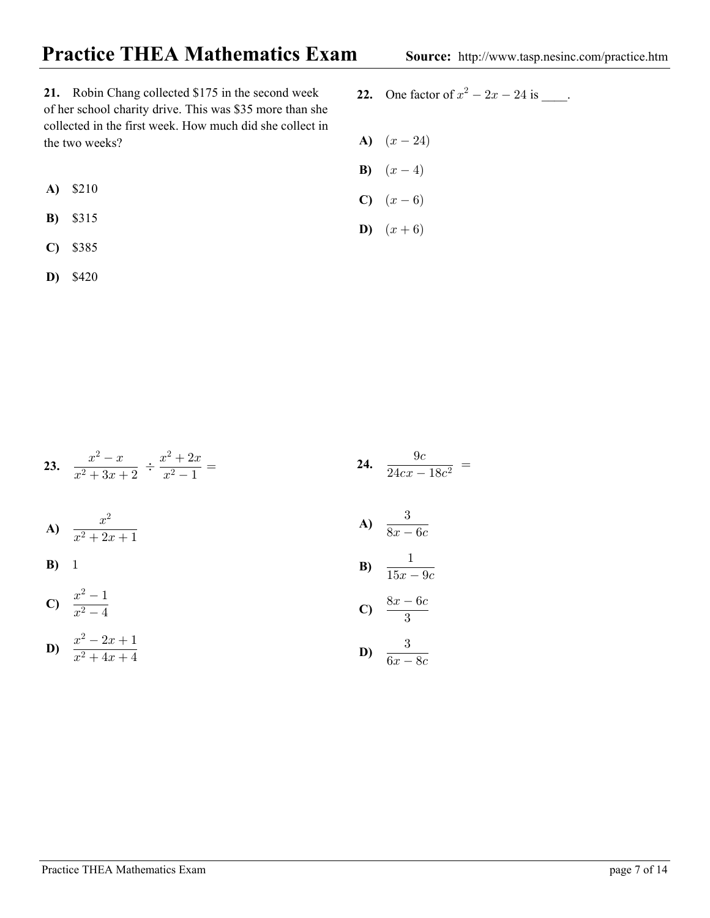**21.** Robin Chang collected \$175 in the second week of her school charity drive. This was \$35 more than she collected in the first week. How much did she collect in the two weeks?

**A)** \$210

**B)** \$315

**C)** \$385

**D)** \$420

**22.** One factor of $x^2 - 2x - 24$ is ____.

**A)** $(x - 24)$

**B)** $(x - 4)$

**C)** $(x - 6)$

**D)** $(x + 6)$

**23.** $\dfrac{x^2 - x}{x^2 + 3x + 2} \div \dfrac{x^2 + 2x}{x^2 - 1} =$

**A)** $\dfrac{x^2}{x^2 + 2x + 1}$

**B)** $1$

**C)** $\dfrac{x^2 - 1}{x^2 - 4}$

**D)** $\dfrac{x^2 - 2x + 1}{x^2 + 4x + 4}$

**24.** $\dfrac{9c}{24cx - 18c^2} =$

**A)** $\dfrac{3}{8x - 6c}$

**B)** $\dfrac{1}{15x - 9c}$

**C)** $\dfrac{8x - 6c}{3}$

**D)** $\dfrac{3}{6x - 8c}$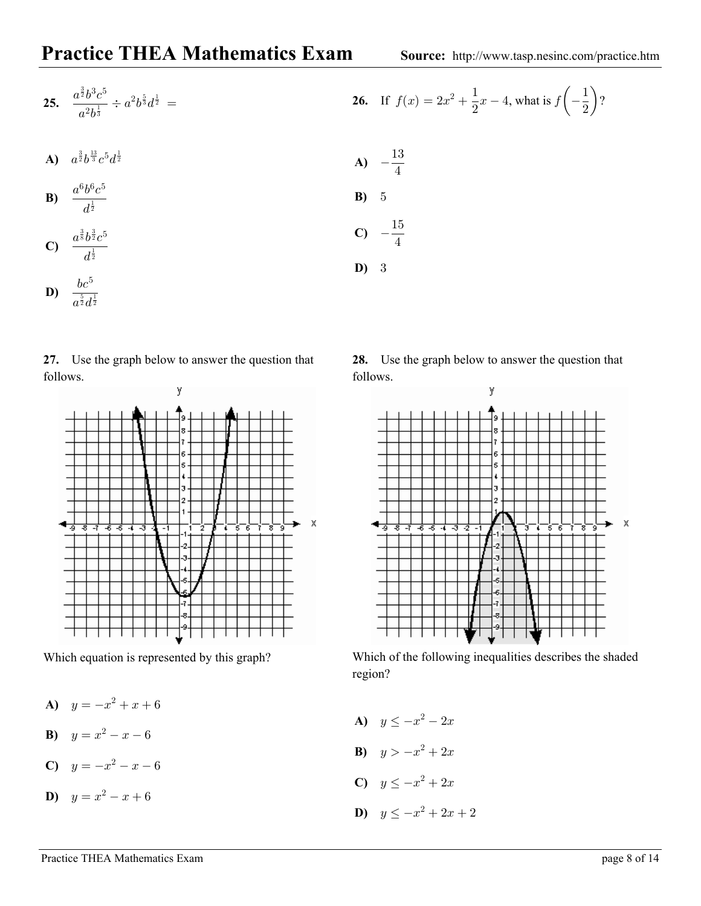# Practice THEA Mathematics Exam

**Source:** http://www.tasp.nesinc.com/practice.htm

**25.** $\dfrac{a^{\frac{3}{2}}b^3c^5}{a^2b^{\frac{1}{3}}} \div a^2b^{\frac{5}{3}}d^{\frac{1}{2}} =$

**A)** $a^{\frac{3}{2}}b^{\frac{13}{3}}c^5d^{\frac{1}{2}}$

**B)** $\dfrac{a^6b^6c^5}{d^{\frac{1}{2}}}$

**C)** $\dfrac{a^{\frac{3}{8}}b^{\frac{3}{2}}c^5}{d^{\frac{1}{2}}}$

**D)** $\dfrac{bc^5}{a^{\frac{5}{2}}d^{\frac{1}{2}}}$

**26.** If $f(x) = 2x^2 + \dfrac{1}{2}x - 4$, what is $f\left(-\dfrac{1}{2}\right)$?

**A)** $-\dfrac{13}{4}$

**B)** $5$

**C)** $-\dfrac{15}{4}$

**D)** $3$

**27.** Use the graph below to answer the question that follows.

Which equation is represented by this graph?

**A)** $y = -x^2 + x + 6$

**B)** $y = x^2 - x - 6$

**C)** $y = -x^2 - x - 6$

**D)** $y = x^2 - x + 6$

**28.** Use the graph below to answer the question that follows.

Which of the following inequalities describes the shaded region?

**A)** $y \leq -x^2 - 2x$

**B)** $y > -x^2 + 2x$

**C)** $y \leq -x^2 + 2x$

**D)** $y \leq -x^2 + 2x + 2$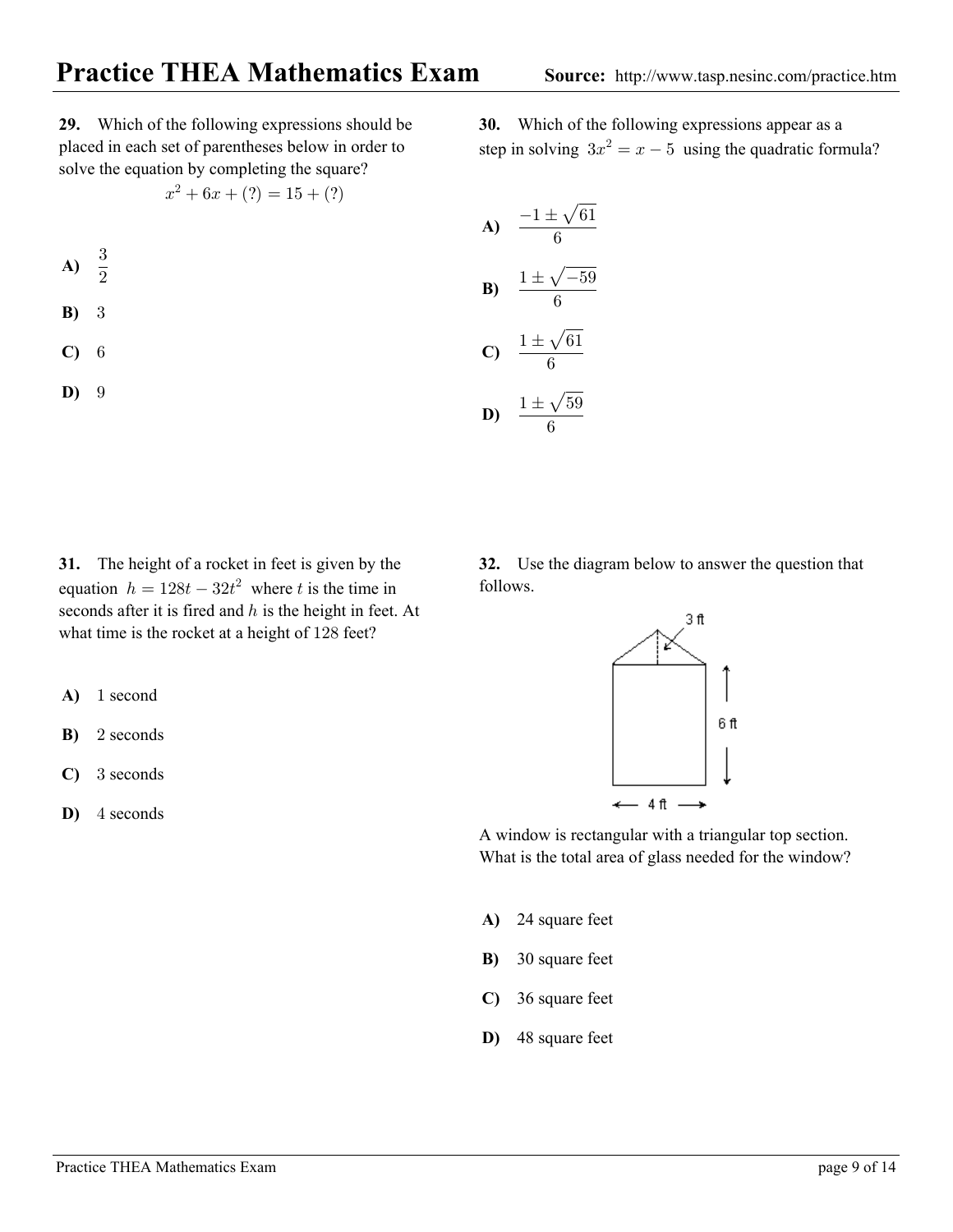**29.** Which of the following expressions should be placed in each set of parentheses below in order to solve the equation by completing the square?

$$x^2 + 6x + (?) = 15 + (?)$$

**A)** $\frac{3}{2}$

**B)** 3

**C)** 6

**D)** 9

**30.** Which of the following expressions appear as a step in solving $3x^2 = x - 5$ using the quadratic formula?

**A)** $\frac{-1 \pm \sqrt{61}}{6}$

**B)** $\frac{1 \pm \sqrt{-59}}{6}$

**C)** $\frac{1 \pm \sqrt{61}}{6}$

**D)** $\frac{1 \pm \sqrt{59}}{6}$

**31.** The height of a rocket in feet is given by the equation $h = 128t - 32t^2$ where $t$ is the time in seconds after it is fired and $h$ is the height in feet. At what time is the rocket at a height of 128 feet?

**A)** 1 second

**B)** 2 seconds

**C)** 3 seconds

**D)** 4 seconds

**32.** Use the diagram below to answer the question that follows.

3 ft

6 ft

4 ft

A window is rectangular with a triangular top section. What is the total area of glass needed for the window?

**A)** 24 square feet

**B)** 30 square feet

**C)** 36 square feet

**D)** 48 square feet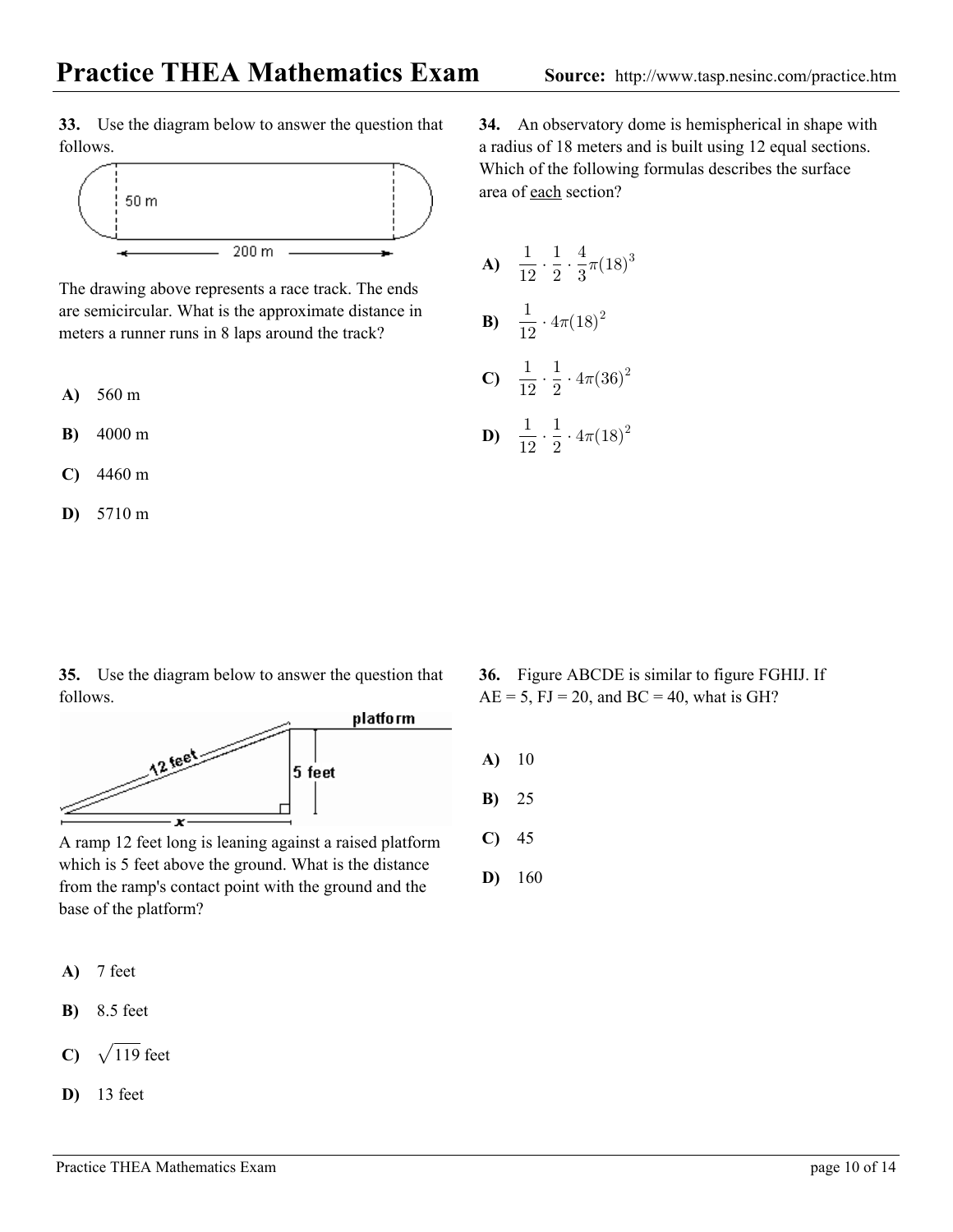**33.** Use the diagram below to answer the question that follows.

The drawing above represents a race track. The ends are semicircular. What is the approximate distance in meters a runner runs in 8 laps around the track?

**A)** 560 m

**B)** 4000 m

**C)** 4460 m

**D)** 5710 m

**34.** An observatory dome is hemispherical in shape with a radius of 18 meters and is built using 12 equal sections. Which of the following formulas describes the surface area of each section?

**A)** $\frac{1}{12} \cdot \frac{1}{2} \cdot \frac{4}{3}\pi(18)^3$

**B)** $\frac{1}{12} \cdot 4\pi(18)^2$

**C)** $\frac{1}{12} \cdot \frac{1}{2} \cdot 4\pi(36)^2$

**D)** $\frac{1}{12} \cdot \frac{1}{2} \cdot 4\pi(18)^2$

**35.** Use the diagram below to answer the question that follows.

A ramp 12 feet long is leaning against a raised platform which is 5 feet above the ground. What is the distance from the ramp's contact point with the ground and the base of the platform?

**A)** 7 feet

**B)** 8.5 feet

**C)** $\sqrt{119}$ feet

**D)** 13 feet

**36.** Figure ABCDE is similar to figure FGHIJ. If AE = 5, FJ = 20, and BC = 40, what is GH?

**A)** 10

**B)** 25

**C)** 45

**D)** 160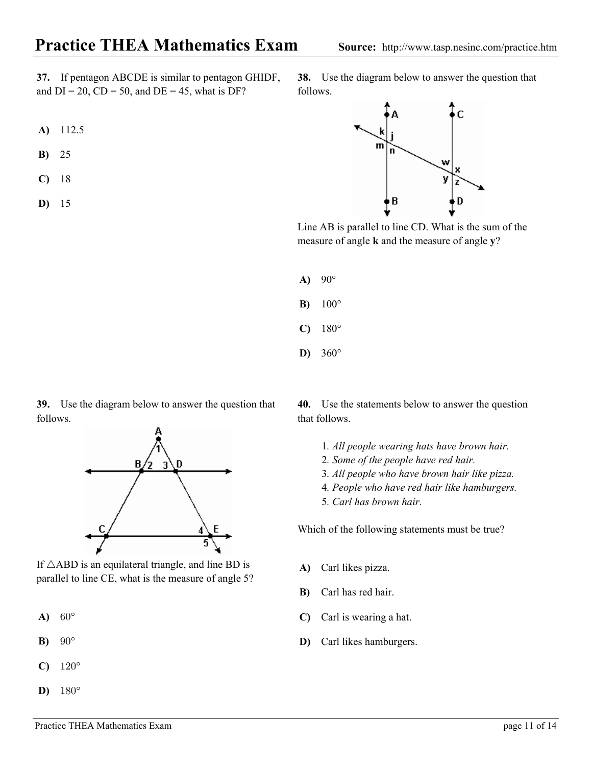**37.** If pentagon ABCDE is similar to pentagon GHIDF, and DI = 20, CD = 50, and DE = 45, what is DF?

**A)** 112.5

**B)** 25

**C)** 18

**D)** 15

**38.** Use the diagram below to answer the question that follows.

Line AB is parallel to line CD. What is the sum of the measure of angle **k** and the measure of angle **y**?

**A)** 90°

**B)** 100°

**C)** 180°

**D)** 360°

**39.** Use the diagram below to answer the question that follows.

If △ABD is an equilateral triangle, and line BD is parallel to line CE, what is the measure of angle 5?

**A)** 60°

**B)** 90°

**C)** 120°

**D)** 180°

**40.** Use the statements below to answer the question that follows.

1. *All people wearing hats have brown hair.*
2. *Some of the people have red hair.*
3. *All people who have brown hair like pizza.*
4. *People who have red hair like hamburgers.*
5. *Carl has brown hair.*

Which of the following statements must be true?

**A)** Carl likes pizza.

**B)** Carl has red hair.

**C)** Carl is wearing a hat.

**D)** Carl likes hamburgers.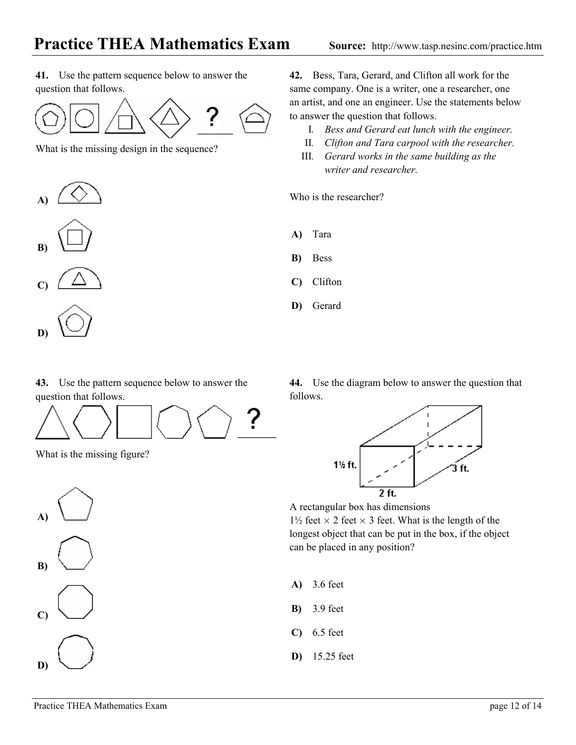# Practice THEA Mathematics Exam

**Source:** http://www.tasp.nesinc.com/practice.htm

**41.** Use the pattern sequence below to answer the question that follows.

What is the missing design in the sequence?

**A)**

**B)**

**C)**

**D)**

**42.** Bess, Tara, Gerard, and Clifton all work for the same company. One is a writer, one a researcher, one an artist, and one an engineer. Use the statements below to answer the question that follows.

I. *Bess and Gerard eat lunch with the engineer.*
II. *Clifton and Tara carpool with the researcher.*
III. *Gerard works in the same building as the writer and researcher.*

Who is the researcher?

**A)** Tara

**B)** Bess

**C)** Clifton

**D)** Gerard

**43.** Use the pattern sequence below to answer the question that follows.

What is the missing figure?

**A)**

**B)**

**C)**

**D)**

**44.** Use the diagram below to answer the question that follows.

1½ ft.

2 ft.

3 ft.

A rectangular box has dimensions 1½ feet × 2 feet × 3 feet. What is the length of the longest object that can be put in the box, if the object can be placed in any position?

**A)** 3.6 feet

**B)** 3.9 feet

**C)** 6.5 feet

**D)** 15.25 feet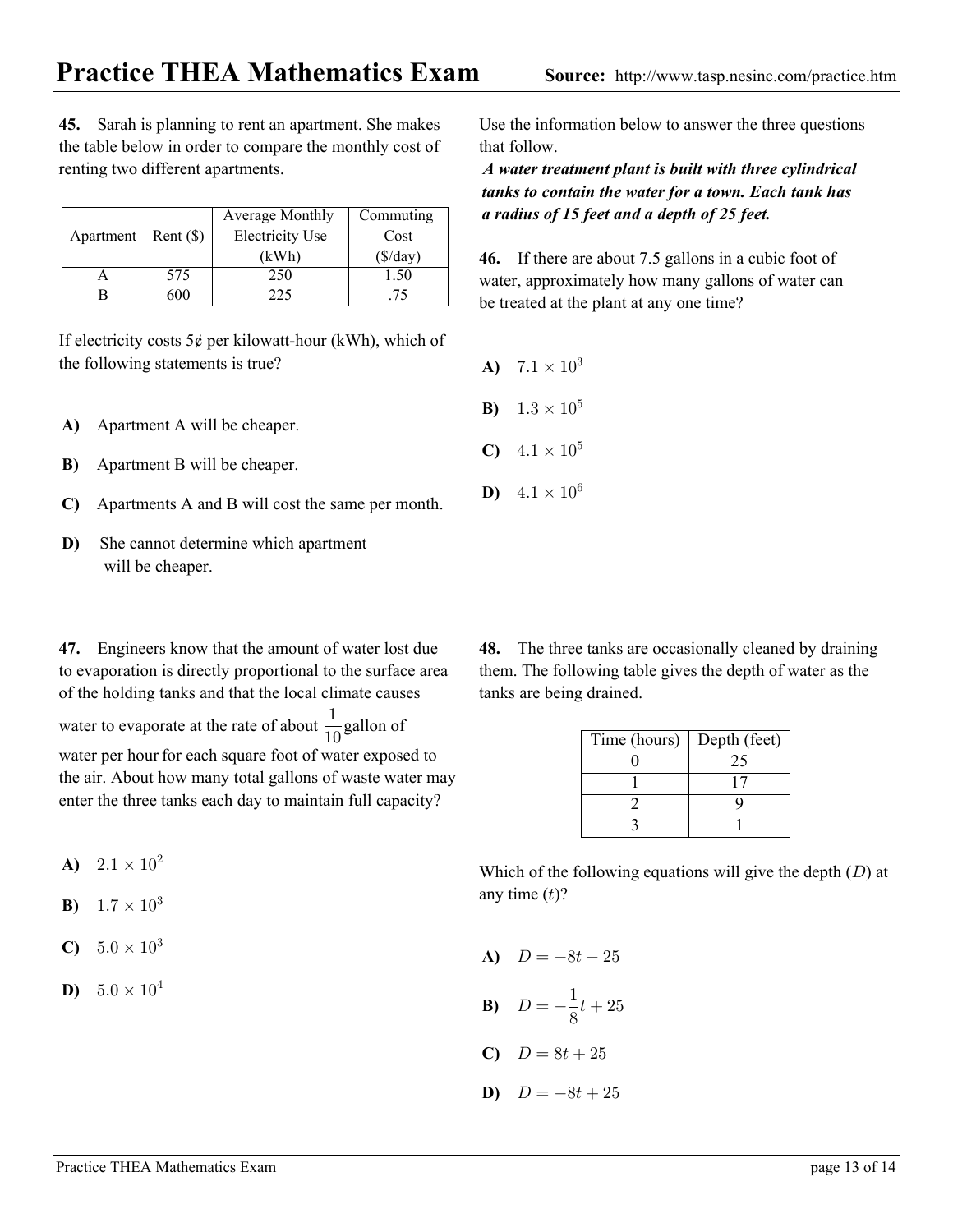**45.** Sarah is planning to rent an apartment. She makes the table below in order to compare the monthly cost of renting two different apartments.

| Apartment | Rent ($) | Average Monthly Electricity Use (kWh) | Commuting Cost ($/day) |
|---|---|---|---|
| A | 575 | 250 | 1.50 |
| B | 600 | 225 | .75 |

If electricity costs 5¢ per kilowatt-hour (kWh), which of the following statements is true?

**A)** Apartment A will be cheaper.

**B)** Apartment B will be cheaper.

**C)** Apartments A and B will cost the same per month.

**D)** She cannot determine which apartment will be cheaper.

Use the information below to answer the three questions that follow.

***A water treatment plant is built with three cylindrical tanks to contain the water for a town. Each tank has a radius of 15 feet and a depth of 25 feet.***

**46.** If there are about 7.5 gallons in a cubic foot of water, approximately how many gallons of water can be treated at the plant at any one time?

**A)** $7.1 \times 10^3$

**B)** $1.3 \times 10^5$

**C)** $4.1 \times 10^5$

**D)** $4.1 \times 10^6$

**47.** Engineers know that the amount of water lost due to evaporation is directly proportional to the surface area of the holding tanks and that the local climate causes water to evaporate at the rate of about $\frac{1}{10}$ gallon of water per hour for each square foot of water exposed to the air. About how many total gallons of waste water may enter the three tanks each day to maintain full capacity?

**A)** $2.1 \times 10^2$

**B)** $1.7 \times 10^3$

**C)** $5.0 \times 10^3$

**D)** $5.0 \times 10^4$

**48.** The three tanks are occasionally cleaned by draining them. The following table gives the depth of water as the tanks are being drained.

| Time (hours) | Depth (feet) |
|---|---|
| 0 | 25 |
| 1 | 17 |
| 2 | 9 |
| 3 | 1 |

Which of the following equations will give the depth ($D$) at any time ($t$)?

**A)** $D = -8t - 25$

**B)** $D = -\frac{1}{8}t + 25$

**C)** $D = 8t + 25$

**D)** $D = -8t + 25$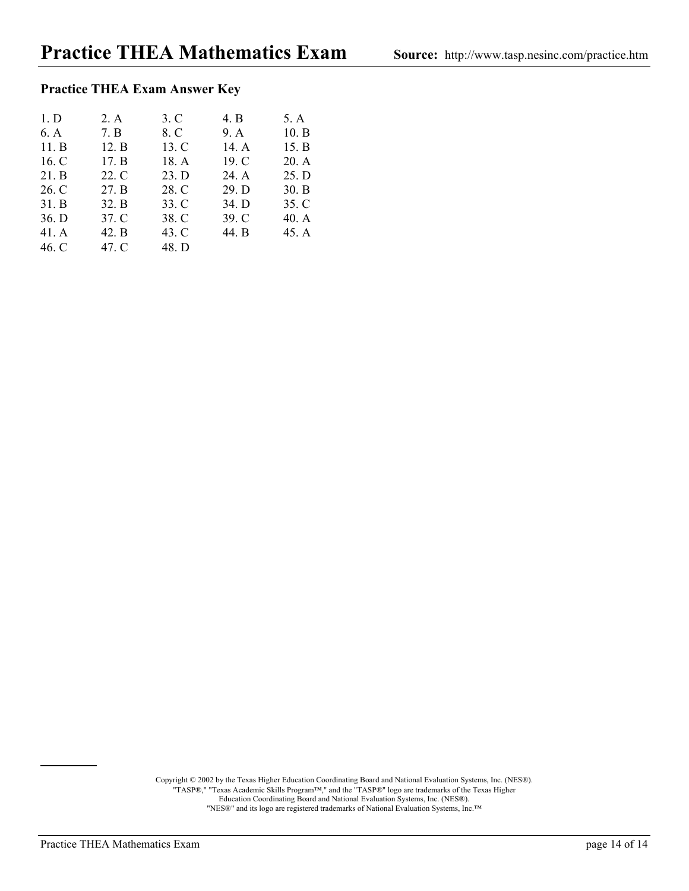## Practice THEA Exam Answer Key

| | | | | |
|---|---|---|---|---|
| 1. D | 2. A | 3. C | 4. B | 5. A |
| 6. A | 7. B | 8. C | 9. A | 10. B |
| 11. B | 12. B | 13. C | 14. A | 15. B |
| 16. C | 17. B | 18. A | 19. C | 20. A |
| 21. B | 22. C | 23. D | 24. A | 25. D |
| 26. C | 27. B | 28. C | 29. D | 30. B |
| 31. B | 32. B | 33. C | 34. D | 35. C |
| 36. D | 37. C | 38. C | 39. C | 40. A |
| 41. A | 42. B | 43. C | 44. B | 45. A |
| 46. C | 47. C | 48. D | | |

Copyright © 2002 by the Texas Higher Education Coordinating Board and National Evaluation Systems, Inc. (NES®).
"TASP®," "Texas Academic Skills Program™," and the "TASP®" logo are trademarks of the Texas Higher Education Coordinating Board and National Evaluation Systems, Inc. (NES®).
"NES®" and its logo are registered trademarks of National Evaluation Systems, Inc.™